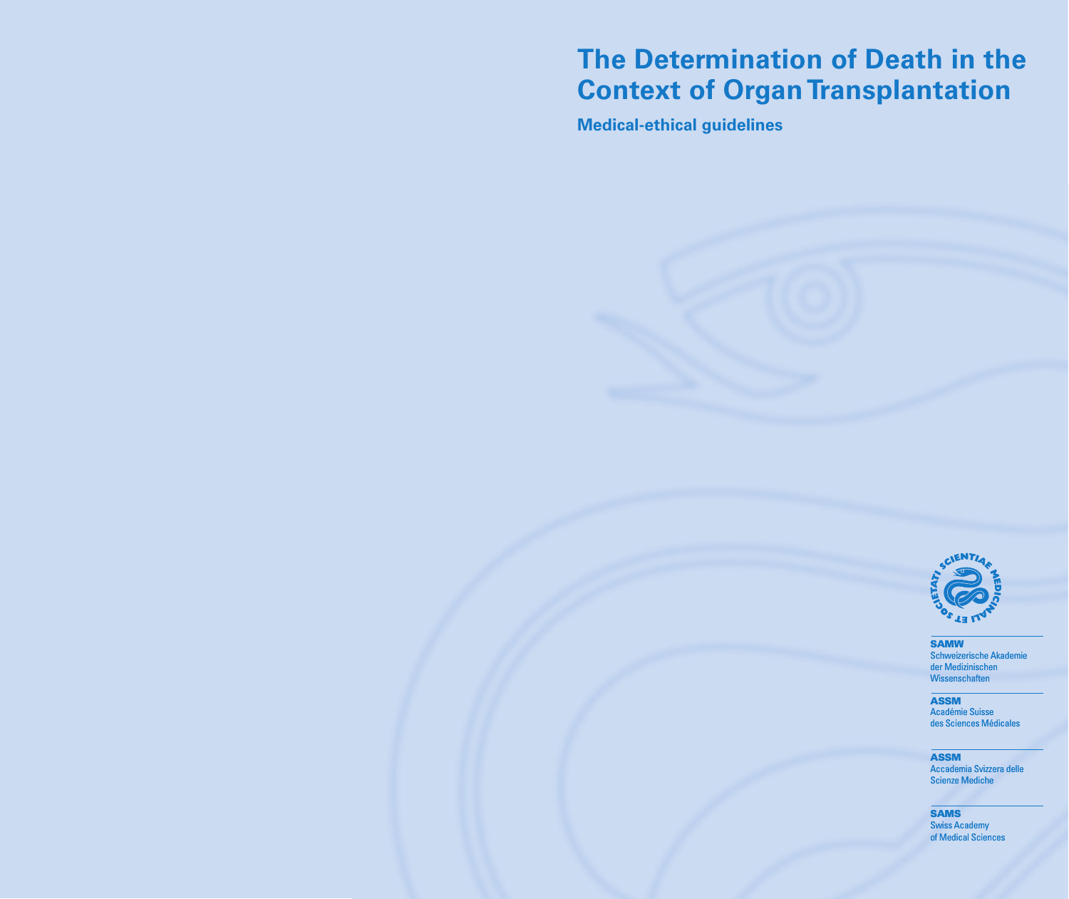# The Determination of Death in the Context of Organ Transplantation

**Medical-ethical guidelines**

SCIENTIAE MEDICINALI ET SOCIETATI

**SAMW**
Schweizerische Akademie der Medizinischen Wissenschaften

**ASSM**
Académie Suisse des Sciences Médicales

**ASSM**
Accademia Svizzera delle Scienze Mediche

**SAMS**
Swiss Academy of Medical Sciences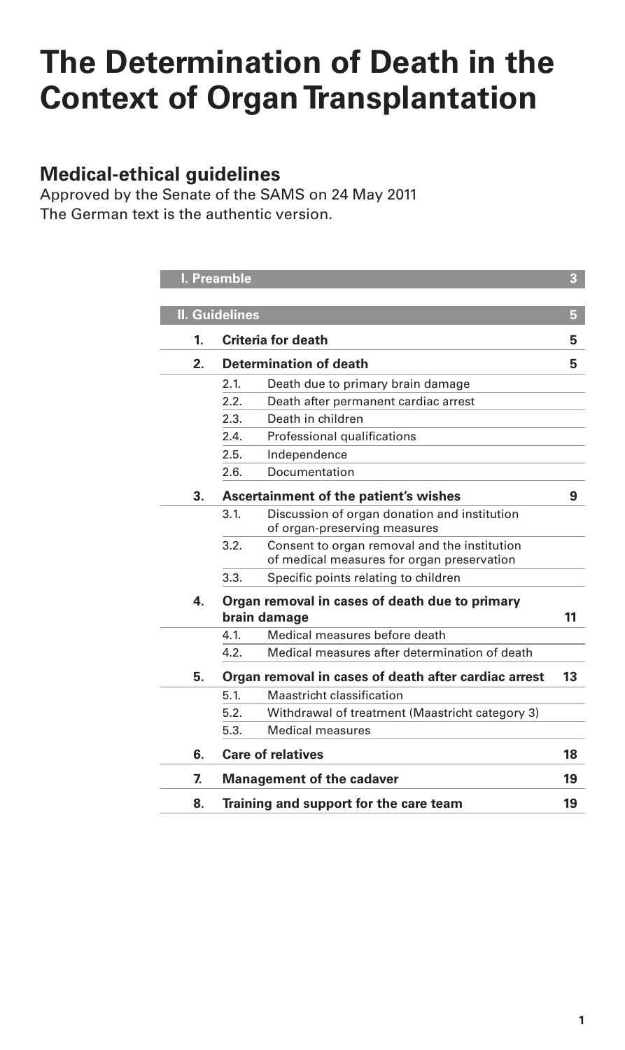# The Determination of Death in the Context of Organ Transplantation

## Medical-ethical guidelines

Approved by the Senate of the SAMS on 24 May 2011
The German text is the authentic version.

| | | | |
|---|---|---|---|
| **I. Preamble** | | | **3** |
| **II. Guidelines** | | | **5** |
| **1.** | **Criteria for death** | | **5** |
| **2.** | **Determination of death** | | **5** |
| | 2.1. | Death due to primary brain damage | |
| | 2.2. | Death after permanent cardiac arrest | |
| | 2.3. | Death in children | |
| | 2.4. | Professional qualifications | |
| | 2.5. | Independence | |
| | 2.6. | Documentation | |
| **3.** | **Ascertainment of the patient's wishes** | | **9** |
| | 3.1. | Discussion of organ donation and institution of organ-preserving measures | |
| | 3.2. | Consent to organ removal and the institution of medical measures for organ preservation | |
| | 3.3. | Specific points relating to children | |
| **4.** | **Organ removal in cases of death due to primary brain damage** | | **11** |
| | 4.1. | Medical measures before death | |
| | 4.2. | Medical measures after determination of death | |
| **5.** | **Organ removal in cases of death after cardiac arrest** | | **13** |
| | 5.1. | Maastricht classification | |
| | 5.2. | Withdrawal of treatment (Maastricht category 3) | |
| | 5.3. | Medical measures | |
| **6.** | **Care of relatives** | | **18** |
| **7.** | **Management of the cadaver** | | **19** |
| **8.** | **Training and support for the care team** | | **19** |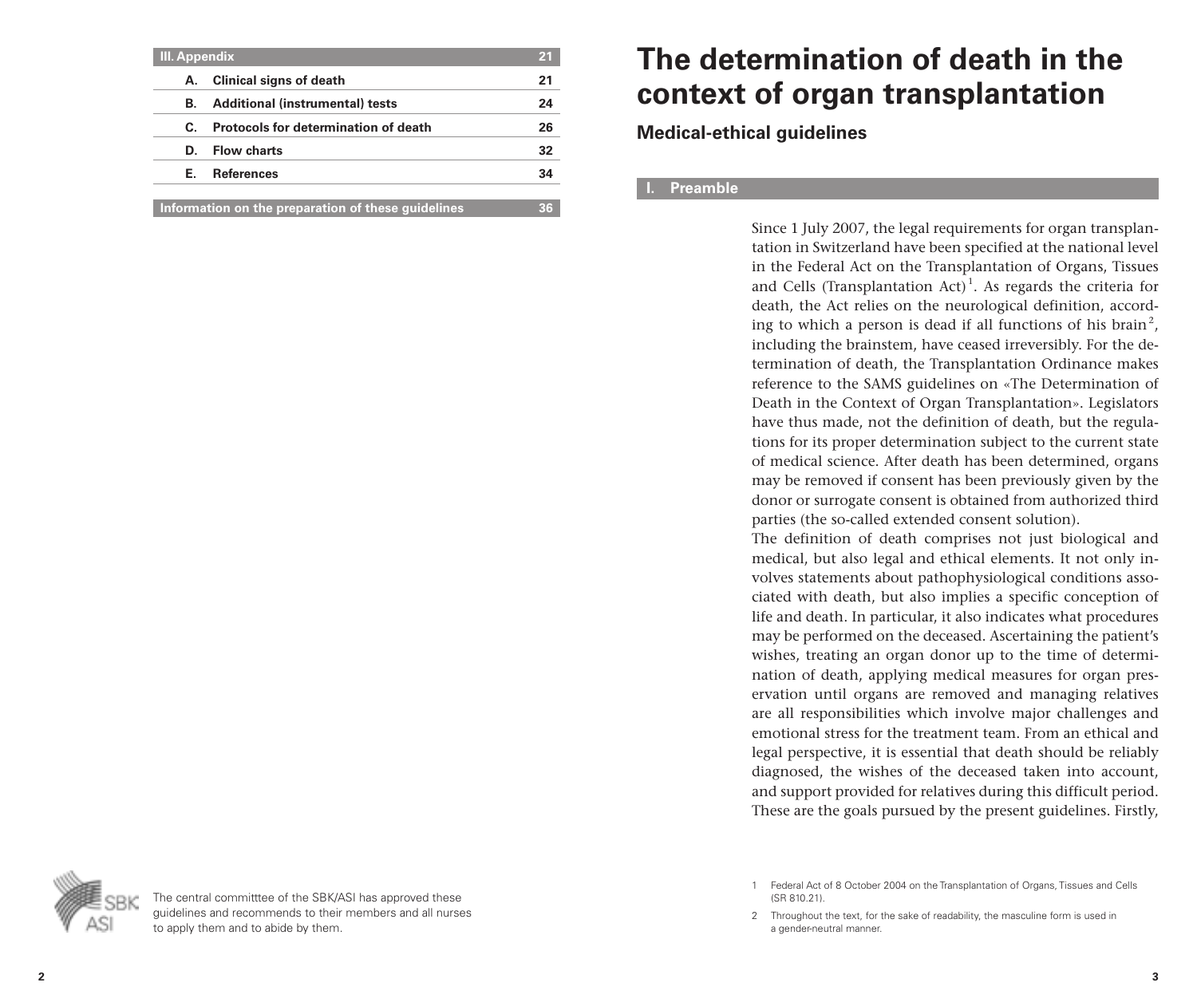| III. Appendix | | 21 |
|---|---|---|
| A. | Clinical signs of death | 21 |
| B. | Additional (instrumental) tests | 24 |
| C. | Protocols for determination of death | 26 |
| D. | Flow charts | 32 |
| E. | References | 34 |
| Information on the preparation of these guidelines | | 36 |

The central committtee of the SBK/ASI has approved these guidelines and recommends to their members and all nurses to apply them and to abide by them.

# The determination of death in the context of organ transplantation

## Medical-ethical guidelines

### I. Preamble

Since 1 July 2007, the legal requirements for organ transplantation in Switzerland have been specified at the national level in the Federal Act on the Transplantation of Organs, Tissues and Cells (Transplantation Act)[1]. As regards the criteria for death, the Act relies on the neurological definition, according to which a person is dead if all functions of his brain[2], including the brainstem, have ceased irreversibly. For the determination of death, the Transplantation Ordinance makes reference to the SAMS guidelines on «The Determination of Death in the Context of Organ Transplantation». Legislators have thus made, not the definition of death, but the regulations for its proper determination subject to the current state of medical science. After death has been determined, organs may be removed if consent has been previously given by the donor or surrogate consent is obtained from authorized third parties (the so-called extended consent solution).

The definition of death comprises not just biological and medical, but also legal and ethical elements. It not only involves statements about pathophysiological conditions associated with death, but also implies a specific conception of life and death. In particular, it also indicates what procedures may be performed on the deceased. Ascertaining the patient's wishes, treating an organ donor up to the time of determination of death, applying medical measures for organ preservation until organs are removed and managing relatives are all responsibilities which involve major challenges and emotional stress for the treatment team. From an ethical and legal perspective, it is essential that death should be reliably diagnosed, the wishes of the deceased taken into account, and support provided for relatives during this difficult period. These are the goals pursued by the present guidelines. Firstly,

1 Federal Act of 8 October 2004 on the Transplantation of Organs, Tissues and Cells (SR 810.21).

2 Throughout the text, for the sake of readability, the masculine form is used in a gender-neutral manner.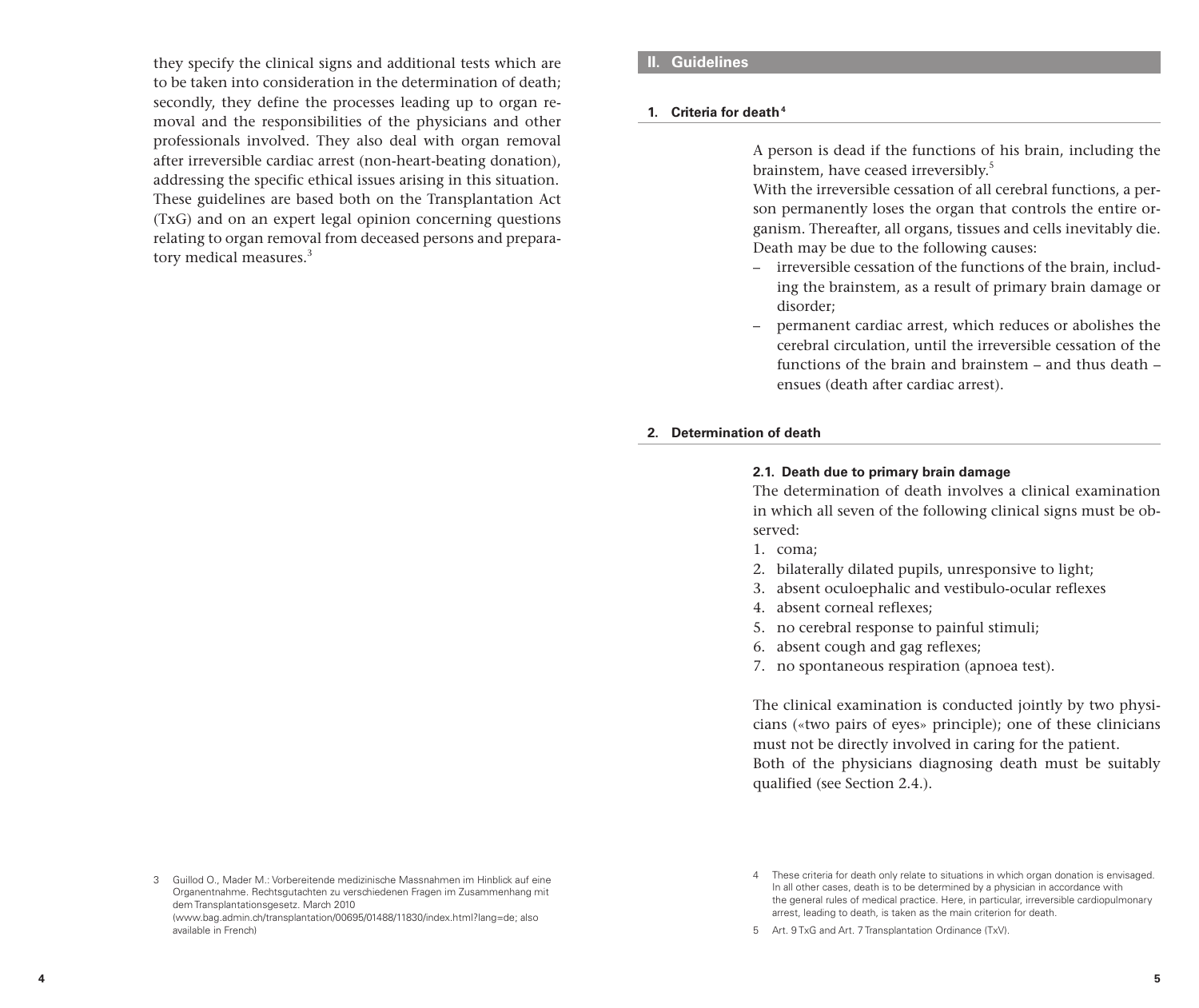they specify the clinical signs and additional tests which are to be taken into consideration in the determination of death; secondly, they define the processes leading up to organ removal and the responsibilities of the physicians and other professionals involved. They also deal with organ removal after irreversible cardiac arrest (non-heart-beating donation), addressing the specific ethical issues arising in this situation. These guidelines are based both on the Transplantation Act (TxG) and on an expert legal opinion concerning questions relating to organ removal from deceased persons and preparatory medical measures.[3]

# II. Guidelines

## 1. Criteria for death[4]

A person is dead if the functions of his brain, including the brainstem, have ceased irreversibly.[5]

With the irreversible cessation of all cerebral functions, a person permanently loses the organ that controls the entire organism. Thereafter, all organs, tissues and cells inevitably die. Death may be due to the following causes:

- irreversible cessation of the functions of the brain, including the brainstem, as a result of primary brain damage or disorder;
- permanent cardiac arrest, which reduces or abolishes the cerebral circulation, until the irreversible cessation of the functions of the brain and brainstem – and thus death – ensues (death after cardiac arrest).

## 2. Determination of death

### 2.1. Death due to primary brain damage

The determination of death involves a clinical examination in which all seven of the following clinical signs must be observed:

1. coma;
2. bilaterally dilated pupils, unresponsive to light;
3. absent oculoephalic and vestibulo-ocular reflexes
4. absent corneal reflexes;
5. no cerebral response to painful stimuli;
6. absent cough and gag reflexes;
7. no spontaneous respiration (apnoea test).

The clinical examination is conducted jointly by two physicians («two pairs of eyes» principle); one of these clinicians must not be directly involved in caring for the patient.

Both of the physicians diagnosing death must be suitably qualified (see Section 2.4.).

---

3 Guillod O., Mader M.: Vorbereitende medizinische Massnahmen im Hinblick auf eine Organentnahme. Rechtsgutachten zu verschiedenen Fragen im Zusammenhang mit dem Transplantationsgesetz. March 2010 (www.bag.admin.ch/transplantation/00695/01488/11830/index.html?lang=de; also available in French)

4 These criteria for death only relate to situations in which organ donation is envisaged. In all other cases, death is to be determined by a physician in accordance with the general rules of medical practice. Here, in particular, irreversible cardiopulmonary arrest, leading to death, is taken as the main criterion for death.

5 Art. 9 TxG and Art. 7 Transplantation Ordinance (TxV).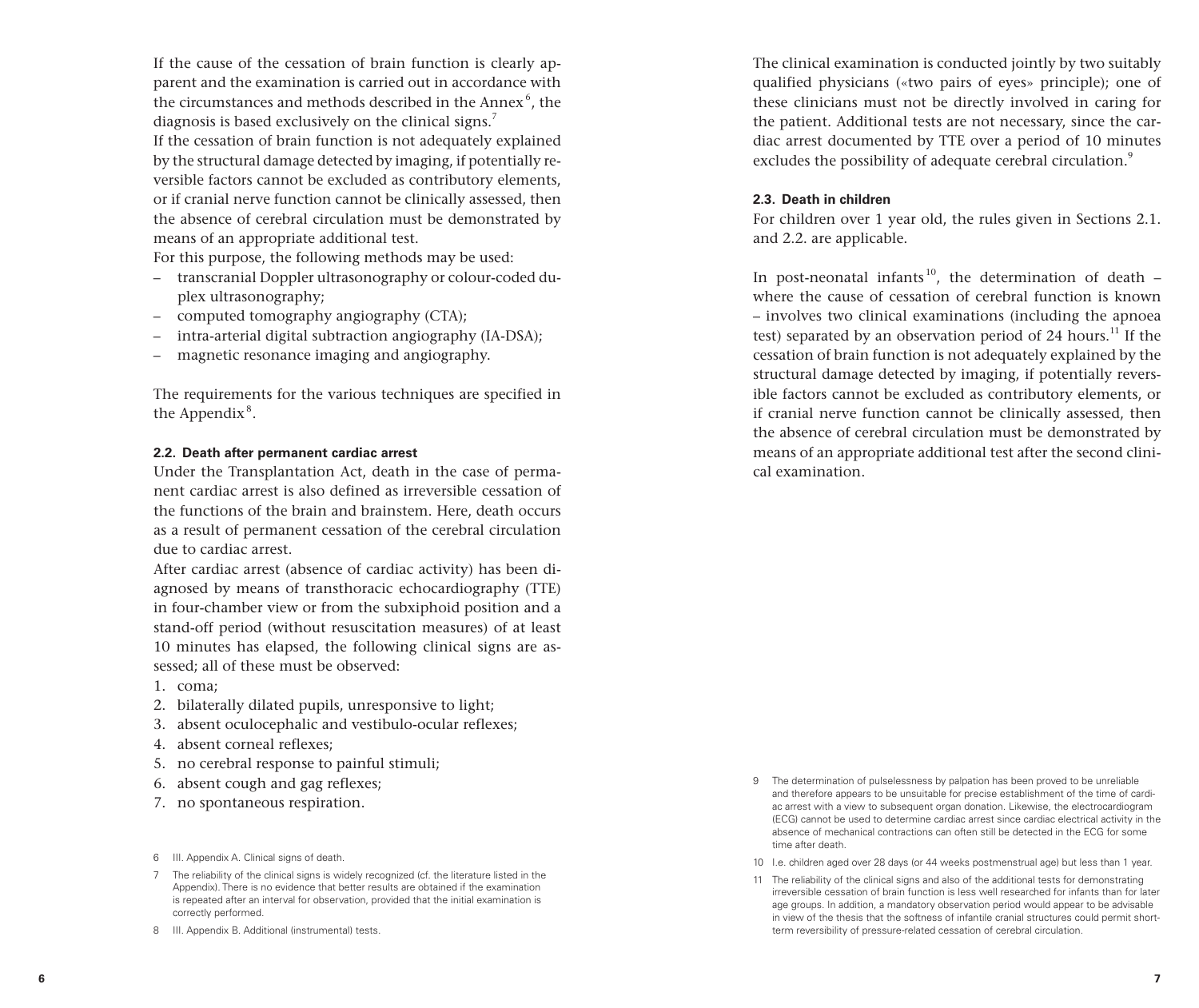If the cause of the cessation of brain function is clearly apparent and the examination is carried out in accordance with the circumstances and methods described in the Annex[6], the diagnosis is based exclusively on the clinical signs.[7]

If the cessation of brain function is not adequately explained by the structural damage detected by imaging, if potentially reversible factors cannot be excluded as contributory elements, or if cranial nerve function cannot be clinically assessed, then the absence of cerebral circulation must be demonstrated by means of an appropriate additional test.

For this purpose, the following methods may be used:

- transcranial Doppler ultrasonography or colour-coded duplex ultrasonography;
- computed tomography angiography (CTA);
- intra-arterial digital subtraction angiography (IA-DSA);
- magnetic resonance imaging and angiography.

The requirements for the various techniques are specified in the Appendix[8].

#### 2.2. Death after permanent cardiac arrest

Under the Transplantation Act, death in the case of permanent cardiac arrest is also defined as irreversible cessation of the functions of the brain and brainstem. Here, death occurs as a result of permanent cessation of the cerebral circulation due to cardiac arrest.

After cardiac arrest (absence of cardiac activity) has been diagnosed by means of transthoracic echocardiography (TTE) in four-chamber view or from the subxiphoid position and a stand-off period (without resuscitation measures) of at least 10 minutes has elapsed, the following clinical signs are assessed; all of these must be observed:

1. coma;
2. bilaterally dilated pupils, unresponsive to light;
3. absent oculocephalic and vestibulo-ocular reflexes;
4. absent corneal reflexes;
5. no cerebral response to painful stimuli;
6. absent cough and gag reflexes;
7. no spontaneous respiration.

The clinical examination is conducted jointly by two suitably qualified physicians («two pairs of eyes» principle); one of these clinicians must not be directly involved in caring for the patient. Additional tests are not necessary, since the cardiac arrest documented by TTE over a period of 10 minutes excludes the possibility of adequate cerebral circulation.[9]

#### 2.3. Death in children

For children over 1 year old, the rules given in Sections 2.1. and 2.2. are applicable.

In post-neonatal infants[10], the determination of death – where the cause of cessation of cerebral function is known – involves two clinical examinations (including the apnoea test) separated by an observation period of 24 hours.[11] If the cessation of brain function is not adequately explained by the structural damage detected by imaging, if potentially reversible factors cannot be excluded as contributory elements, or if cranial nerve function cannot be clinically assessed, then the absence of cerebral circulation must be demonstrated by means of an appropriate additional test after the second clinical examination.

---

6 III. Appendix A. Clinical signs of death.

7 The reliability of the clinical signs is widely recognized (cf. the literature listed in the Appendix). There is no evidence that better results are obtained if the examination is repeated after an interval for observation, provided that the initial examination is correctly performed.

8 III. Appendix B. Additional (instrumental) tests.

9 The determination of pulselessness by palpation has been proved to be unreliable and therefore appears to be unsuitable for precise establishment of the time of cardiac arrest with a view to subsequent organ donation. Likewise, the electrocardiogram (ECG) cannot be used to determine cardiac arrest since cardiac electrical activity in the absence of mechanical contractions can often still be detected in the ECG for some time after death.

10 I.e. children aged over 28 days (or 44 weeks postmenstrual age) but less than 1 year.

11 The reliability of the clinical signs and also of the additional tests for demonstrating irreversible cessation of brain function is less well researched for infants than for later age groups. In addition, a mandatory observation period would appear to be advisable in view of the thesis that the softness of infantile cranial structures could permit short-term reversibility of pressure-related cessation of cerebral circulation.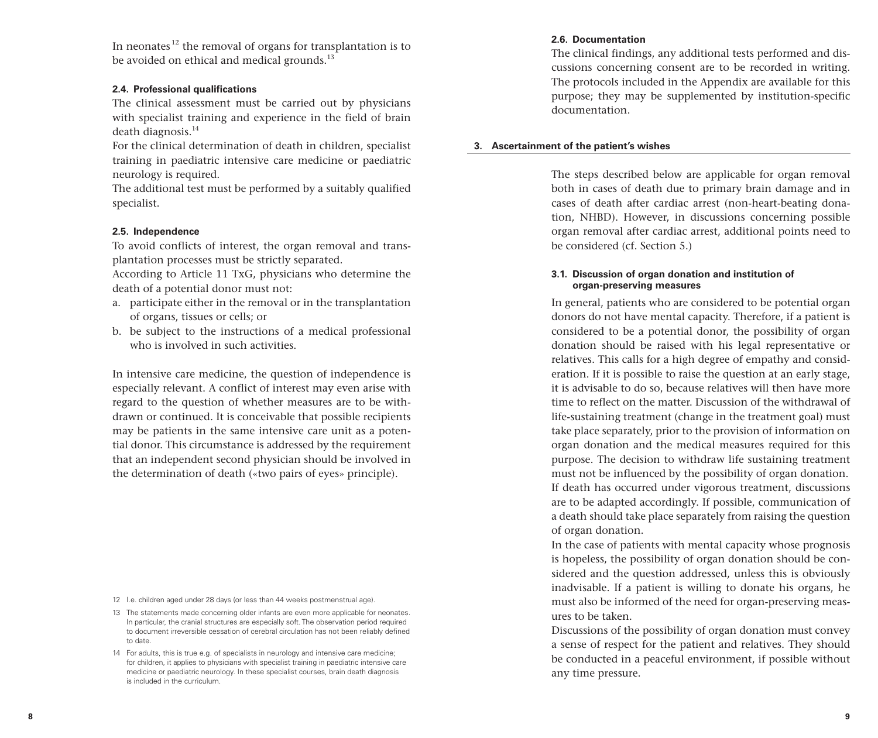In neonates[12] the removal of organs for transplantation is to be avoided on ethical and medical grounds.[13]

### 2.4. Professional qualifications

The clinical assessment must be carried out by physicians with specialist training and experience in the field of brain death diagnosis.[14]

For the clinical determination of death in children, specialist training in paediatric intensive care medicine or paediatric neurology is required.

The additional test must be performed by a suitably qualified specialist.

### 2.5. Independence

To avoid conflicts of interest, the organ removal and transplantation processes must be strictly separated.

According to Article 11 TxG, physicians who determine the death of a potential donor must not:

a. participate either in the removal or in the transplantation of organs, tissues or cells; or
b. be subject to the instructions of a medical professional who is involved in such activities.

In intensive care medicine, the question of independence is especially relevant. A conflict of interest may even arise with regard to the question of whether measures are to be withdrawn or continued. It is conceivable that possible recipients may be patients in the same intensive care unit as a potential donor. This circumstance is addressed by the requirement that an independent second physician should be involved in the determination of death («two pairs of eyes» principle).

### 2.6. Documentation

The clinical findings, any additional tests performed and discussions concerning consent are to be recorded in writing. The protocols included in the Appendix are available for this purpose; they may be supplemented by institution-specific documentation.

## 3. Ascertainment of the patient's wishes

The steps described below are applicable for organ removal both in cases of death due to primary brain damage and in cases of death after cardiac arrest (non-heart-beating donation, NHBD). However, in discussions concerning possible organ removal after cardiac arrest, additional points need to be considered (cf. Section 5.)

### 3.1. Discussion of organ donation and institution of organ-preserving measures

In general, patients who are considered to be potential organ donors do not have mental capacity. Therefore, if a patient is considered to be a potential donor, the possibility of organ donation should be raised with his legal representative or relatives. This calls for a high degree of empathy and consideration. If it is possible to raise the question at an early stage, it is advisable to do so, because relatives will then have more time to reflect on the matter. Discussion of the withdrawal of life-sustaining treatment (change in the treatment goal) must take place separately, prior to the provision of information on organ donation and the medical measures required for this purpose. The decision to withdraw life sustaining treatment must not be influenced by the possibility of organ donation.

If death has occurred under vigorous treatment, discussions are to be adapted accordingly. If possible, communication of a death should take place separately from raising the question of organ donation.

In the case of patients with mental capacity whose prognosis is hopeless, the possibility of organ donation should be considered and the question addressed, unless this is obviously inadvisable. If a patient is willing to donate his organs, he must also be informed of the need for organ-preserving measures to be taken.

Discussions of the possibility of organ donation must convey a sense of respect for the patient and relatives. They should be conducted in a peaceful environment, if possible without any time pressure.

---

12 I.e. children aged under 28 days (or less than 44 weeks postmenstrual age).

13 The statements made concerning older infants are even more applicable for neonates. In particular, the cranial structures are especially soft. The observation period required to document irreversible cessation of cerebral circulation has not been reliably defined to date.

14 For adults, this is true e.g. of specialists in neurology and intensive care medicine; for children, it applies to physicians with specialist training in paediatric intensive care medicine or paediatric neurology. In these specialist courses, brain death diagnosis is included in the curriculum.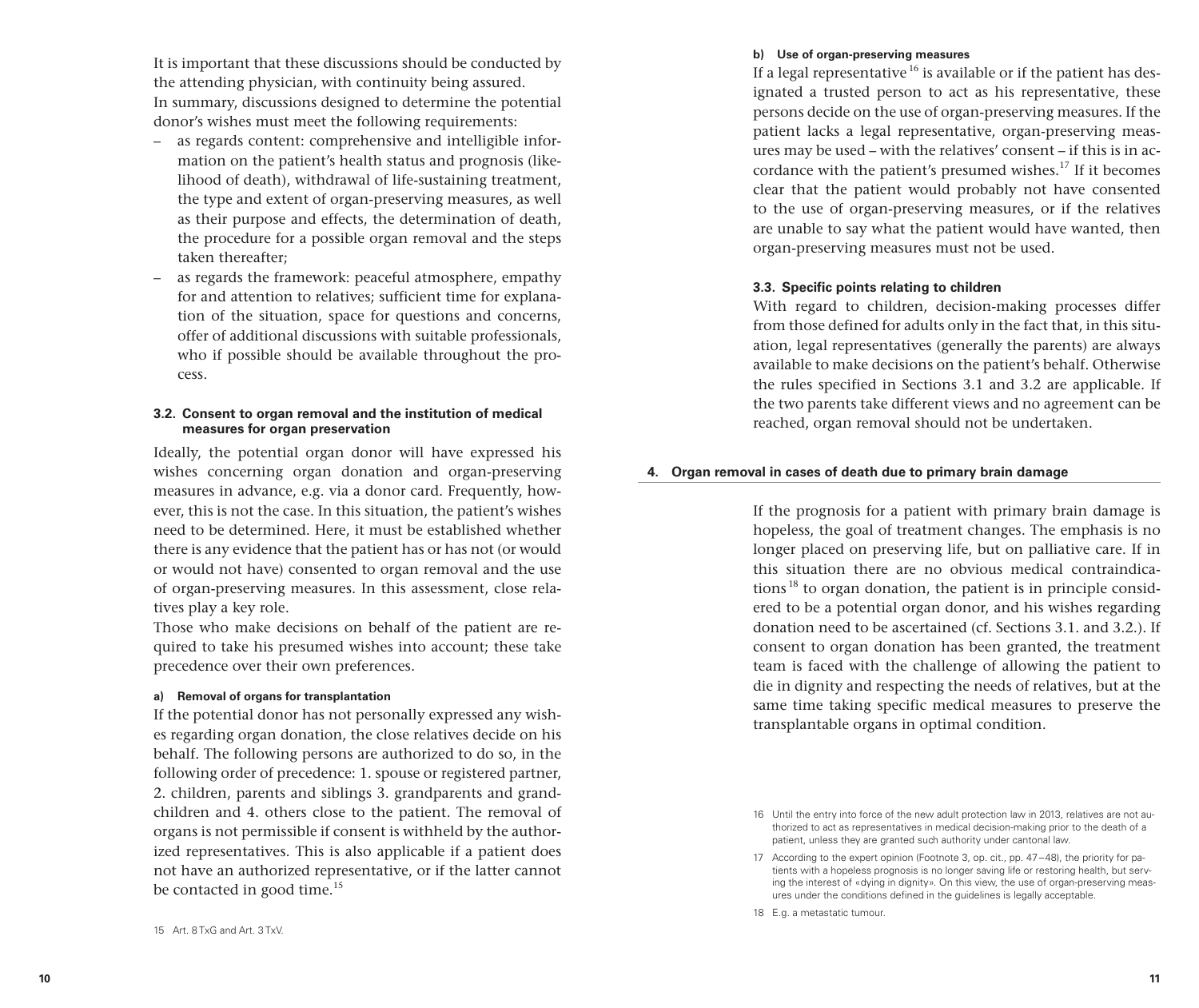It is important that these discussions should be conducted by the attending physician, with continuity being assured.

In summary, discussions designed to determine the potential donor's wishes must meet the following requirements:

- as regards content: comprehensive and intelligible information on the patient's health status and prognosis (likelihood of death), withdrawal of life-sustaining treatment, the type and extent of organ-preserving measures, as well as their purpose and effects, the determination of death, the procedure for a possible organ removal and the steps taken thereafter;
- as regards the framework: peaceful atmosphere, empathy for and attention to relatives; sufficient time for explanation of the situation, space for questions and concerns, offer of additional discussions with suitable professionals, who if possible should be available throughout the process.

### 3.2. Consent to organ removal and the institution of medical measures for organ preservation

Ideally, the potential organ donor will have expressed his wishes concerning organ donation and organ-preserving measures in advance, e.g. via a donor card. Frequently, however, this is not the case. In this situation, the patient's wishes need to be determined. Here, it must be established whether there is any evidence that the patient has or has not (or would or would not have) consented to organ removal and the use of organ-preserving measures. In this assessment, close relatives play a key role.

Those who make decisions on behalf of the patient are required to take his presumed wishes into account; these take precedence over their own preferences.

#### a) Removal of organs for transplantation

If the potential donor has not personally expressed any wishes regarding organ donation, the close relatives decide on his behalf. The following persons are authorized to do so, in the following order of precedence: 1. spouse or registered partner, 2. children, parents and siblings 3. grandparents and grandchildren and 4. others close to the patient. The removal of organs is not permissible if consent is withheld by the authorized representatives. This is also applicable if a patient does not have an authorized representative, or if the latter cannot be contacted in good time.[15]

#### b) Use of organ-preserving measures

If a legal representative[16] is available or if the patient has designated a trusted person to act as his representative, these persons decide on the use of organ-preserving measures. If the patient lacks a legal representative, organ-preserving measures may be used – with the relatives' consent – if this is in accordance with the patient's presumed wishes.[17] If it becomes clear that the patient would probably not have consented to the use of organ-preserving measures, or if the relatives are unable to say what the patient would have wanted, then organ-preserving measures must not be used.

### 3.3. Specific points relating to children

With regard to children, decision-making processes differ from those defined for adults only in the fact that, in this situation, legal representatives (generally the parents) are always available to make decisions on the patient's behalf. Otherwise the rules specified in Sections 3.1 and 3.2 are applicable. If the two parents take different views and no agreement can be reached, organ removal should not be undertaken.

## 4. Organ removal in cases of death due to primary brain damage

If the prognosis for a patient with primary brain damage is hopeless, the goal of treatment changes. The emphasis is no longer placed on preserving life, but on palliative care. If in this situation there are no obvious medical contraindications[18] to organ donation, the patient is in principle considered to be a potential organ donor, and his wishes regarding donation need to be ascertained (cf. Sections 3.1. and 3.2.). If consent to organ donation has been granted, the treatment team is faced with the challenge of allowing the patient to die in dignity and respecting the needs of relatives, but at the same time taking specific medical measures to preserve the transplantable organs in optimal condition.

---

15 Art. 8 TxG and Art. 3 TxV.

16 Until the entry into force of the new adult protection law in 2013, relatives are not authorized to act as representatives in medical decision-making prior to the death of a patient, unless they are granted such authority under cantonal law.

17 According to the expert opinion (Footnote 3, op. cit., pp. 47–48), the priority for patients with a hopeless prognosis is no longer saving life or restoring health, but serving the interest of «dying in dignity». On this view, the use of organ-preserving measures under the conditions defined in the guidelines is legally acceptable.

18 E.g. a metastatic tumour.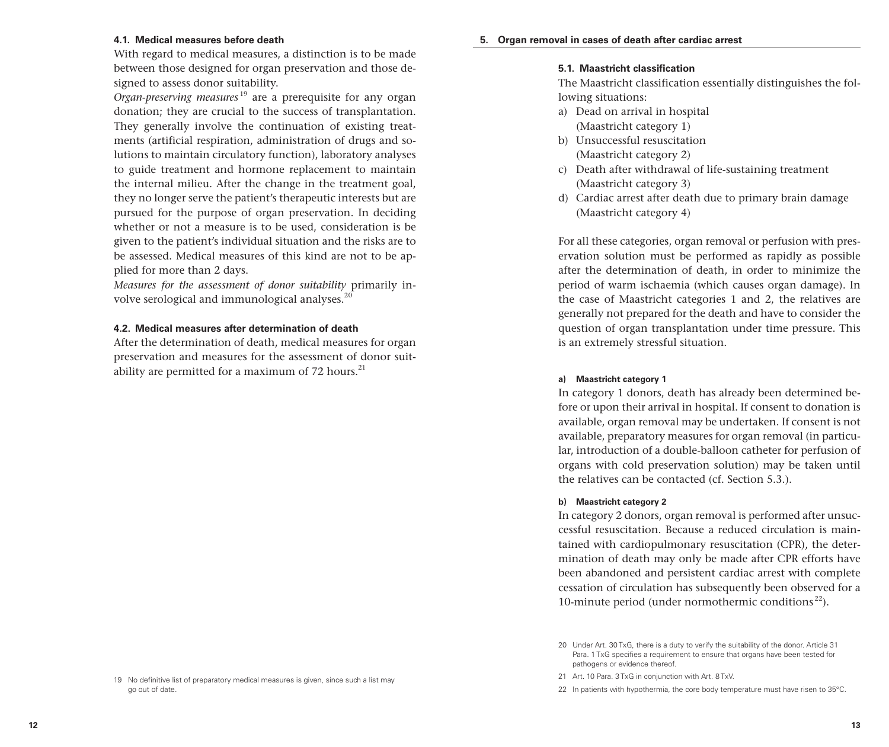#### 4.1. Medical measures before death

With regard to medical measures, a distinction is to be made between those designed for organ preservation and those designed to assess donor suitability.

*Organ-preserving measures*[19] are a prerequisite for any organ donation; they are crucial to the success of transplantation. They generally involve the continuation of existing treatments (artificial respiration, administration of drugs and solutions to maintain circulatory function), laboratory analyses to guide treatment and hormone replacement to maintain the internal milieu. After the change in the treatment goal, they no longer serve the patient's therapeutic interests but are pursued for the purpose of organ preservation. In deciding whether or not a measure is to be used, consideration is be given to the patient's individual situation and the risks are to be assessed. Medical measures of this kind are not to be applied for more than 2 days.

*Measures for the assessment of donor suitability* primarily involve serological and immunological analyses.[20]

#### 4.2. Medical measures after determination of death

After the determination of death, medical measures for organ preservation and measures for the assessment of donor suitability are permitted for a maximum of 72 hours.[21]

19 No definitive list of preparatory medical measures is given, since such a list may go out of date.

### 5. Organ removal in cases of death after cardiac arrest

#### 5.1. Maastricht classification

The Maastricht classification essentially distinguishes the following situations:

a) Dead on arrival in hospital (Maastricht category 1)
b) Unsuccessful resuscitation (Maastricht category 2)
c) Death after withdrawal of life-sustaining treatment (Maastricht category 3)
d) Cardiac arrest after death due to primary brain damage (Maastricht category 4)

For all these categories, organ removal or perfusion with preservation solution must be performed as rapidly as possible after the determination of death, in order to minimize the period of warm ischaemia (which causes organ damage). In the case of Maastricht categories 1 and 2, the relatives are generally not prepared for the death and have to consider the question of organ transplantation under time pressure. This is an extremely stressful situation.

##### a) Maastricht category 1

In category 1 donors, death has already been determined before or upon their arrival in hospital. If consent to donation is available, organ removal may be undertaken. If consent is not available, preparatory measures for organ removal (in particular, introduction of a double-balloon catheter for perfusion of organs with cold preservation solution) may be taken until the relatives can be contacted (cf. Section 5.3.).

##### b) Maastricht category 2

In category 2 donors, organ removal is performed after unsuccessful resuscitation. Because a reduced circulation is maintained with cardiopulmonary resuscitation (CPR), the determination of death may only be made after CPR efforts have been abandoned and persistent cardiac arrest with complete cessation of circulation has subsequently been observed for a 10-minute period (under normothermic conditions[22]).

20 Under Art. 30 TxG, there is a duty to verify the suitability of the donor. Article 31 Para. 1 TxG specifies a requirement to ensure that organs have been tested for pathogens or evidence thereof.

21 Art. 10 Para. 3 TxG in conjunction with Art. 8 TxV.

22 In patients with hypothermia, the core body temperature must have risen to 35°C.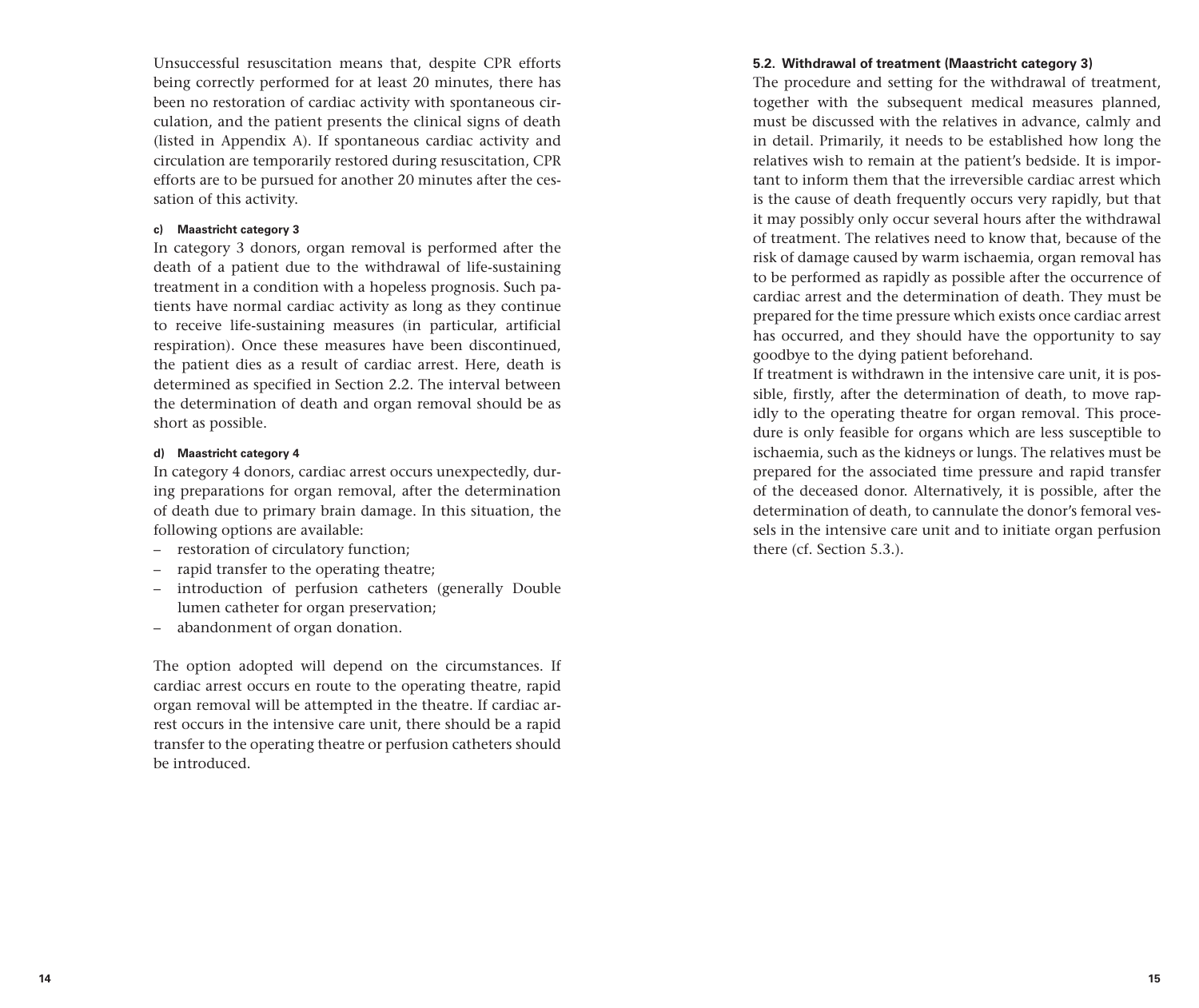Unsuccessful resuscitation means that, despite CPR efforts being correctly performed for at least 20 minutes, there has been no restoration of cardiac activity with spontaneous circulation, and the patient presents the clinical signs of death (listed in Appendix A). If spontaneous cardiac activity and circulation are temporarily restored during resuscitation, CPR efforts are to be pursued for another 20 minutes after the cessation of this activity.

#### c) Maastricht category 3

In category 3 donors, organ removal is performed after the death of a patient due to the withdrawal of life-sustaining treatment in a condition with a hopeless prognosis. Such patients have normal cardiac activity as long as they continue to receive life-sustaining measures (in particular, artificial respiration). Once these measures have been discontinued, the patient dies as a result of cardiac arrest. Here, death is determined as specified in Section 2.2. The interval between the determination of death and organ removal should be as short as possible.

#### d) Maastricht category 4

In category 4 donors, cardiac arrest occurs unexpectedly, during preparations for organ removal, after the determination of death due to primary brain damage. In this situation, the following options are available:

- restoration of circulatory function;
- rapid transfer to the operating theatre;
- introduction of perfusion catheters (generally Double lumen catheter for organ preservation;
- abandonment of organ donation.

The option adopted will depend on the circumstances. If cardiac arrest occurs en route to the operating theatre, rapid organ removal will be attempted in the theatre. If cardiac arrest occurs in the intensive care unit, there should be a rapid transfer to the operating theatre or perfusion catheters should be introduced.

### 5.2. Withdrawal of treatment (Maastricht category 3)

The procedure and setting for the withdrawal of treatment, together with the subsequent medical measures planned, must be discussed with the relatives in advance, calmly and in detail. Primarily, it needs to be established how long the relatives wish to remain at the patient's bedside. It is important to inform them that the irreversible cardiac arrest which is the cause of death frequently occurs very rapidly, but that it may possibly only occur several hours after the withdrawal of treatment. The relatives need to know that, because of the risk of damage caused by warm ischaemia, organ removal has to be performed as rapidly as possible after the occurrence of cardiac arrest and the determination of death. They must be prepared for the time pressure which exists once cardiac arrest has occurred, and they should have the opportunity to say goodbye to the dying patient beforehand.

If treatment is withdrawn in the intensive care unit, it is possible, firstly, after the determination of death, to move rapidly to the operating theatre for organ removal. This procedure is only feasible for organs which are less susceptible to ischaemia, such as the kidneys or lungs. The relatives must be prepared for the associated time pressure and rapid transfer of the deceased donor. Alternatively, it is possible, after the determination of death, to cannulate the donor's femoral vessels in the intensive care unit and to initiate organ perfusion there (cf. Section 5.3.).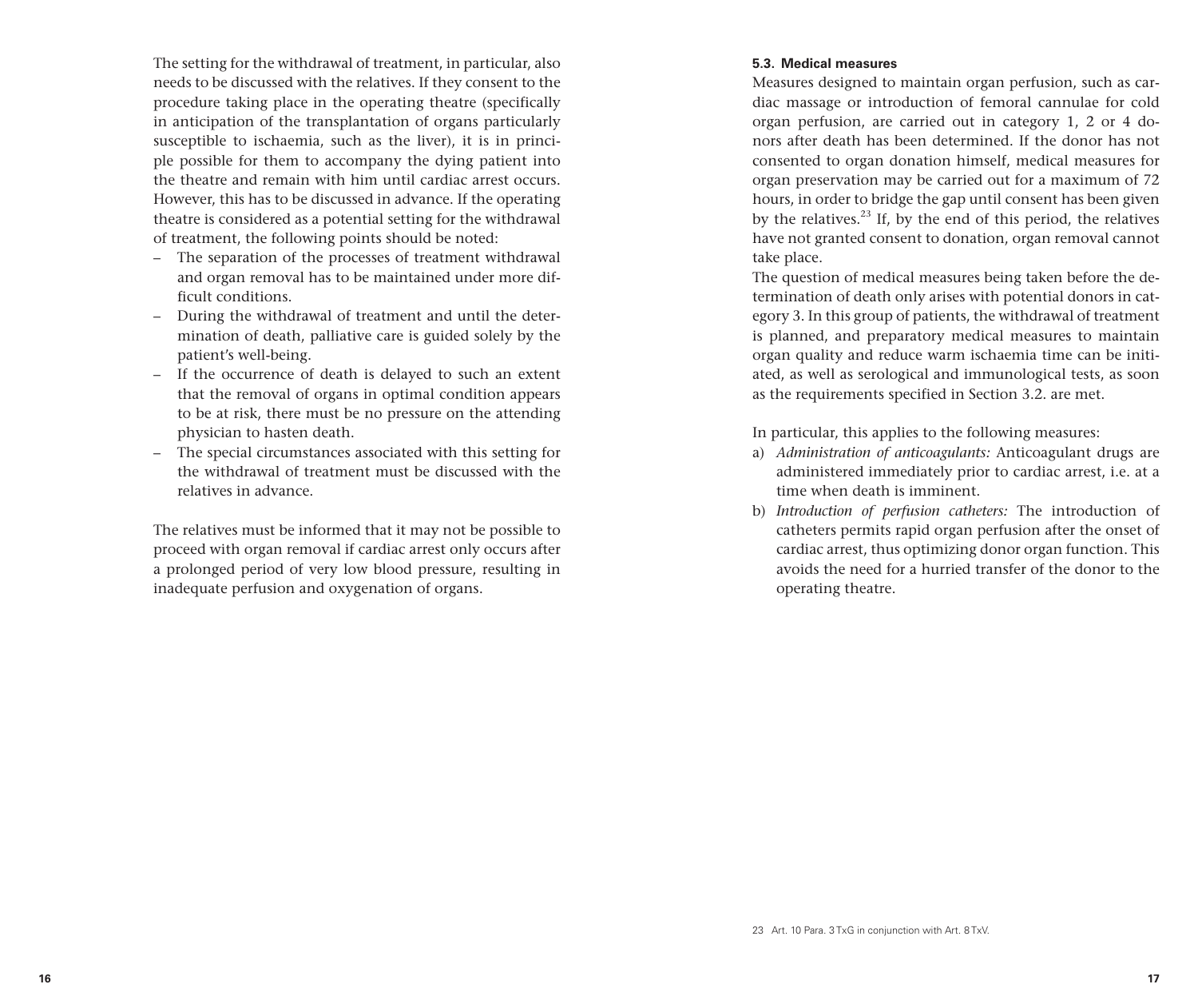The setting for the withdrawal of treatment, in particular, also needs to be discussed with the relatives. If they consent to the procedure taking place in the operating theatre (specifically in anticipation of the transplantation of organs particularly susceptible to ischaemia, such as the liver), it is in principle possible for them to accompany the dying patient into the theatre and remain with him until cardiac arrest occurs. However, this has to be discussed in advance. If the operating theatre is considered as a potential setting for the withdrawal of treatment, the following points should be noted:

- The separation of the processes of treatment withdrawal and organ removal has to be maintained under more difficult conditions.
- During the withdrawal of treatment and until the determination of death, palliative care is guided solely by the patient's well-being.
- If the occurrence of death is delayed to such an extent that the removal of organs in optimal condition appears to be at risk, there must be no pressure on the attending physician to hasten death.
- The special circumstances associated with this setting for the withdrawal of treatment must be discussed with the relatives in advance.

The relatives must be informed that it may not be possible to proceed with organ removal if cardiac arrest only occurs after a prolonged period of very low blood pressure, resulting in inadequate perfusion and oxygenation of organs.

### 5.3. Medical measures

Measures designed to maintain organ perfusion, such as cardiac massage or introduction of femoral cannulae for cold organ perfusion, are carried out in category 1, 2 or 4 donors after death has been determined. If the donor has not consented to organ donation himself, medical measures for organ preservation may be carried out for a maximum of 72 hours, in order to bridge the gap until consent has been given by the relatives.[23] If, by the end of this period, the relatives have not granted consent to donation, organ removal cannot take place.

The question of medical measures being taken before the determination of death only arises with potential donors in category 3. In this group of patients, the withdrawal of treatment is planned, and preparatory medical measures to maintain organ quality and reduce warm ischaemia time can be initiated, as well as serological and immunological tests, as soon as the requirements specified in Section 3.2. are met.

In particular, this applies to the following measures:

a) *Administration of anticoagulants:* Anticoagulant drugs are administered immediately prior to cardiac arrest, i.e. at a time when death is imminent.
b) *Introduction of perfusion catheters:* The introduction of catheters permits rapid organ perfusion after the onset of cardiac arrest, thus optimizing donor organ function. This avoids the need for a hurried transfer of the donor to the operating theatre.

23 Art. 10 Para. 3 TxG in conjunction with Art. 8 TxV.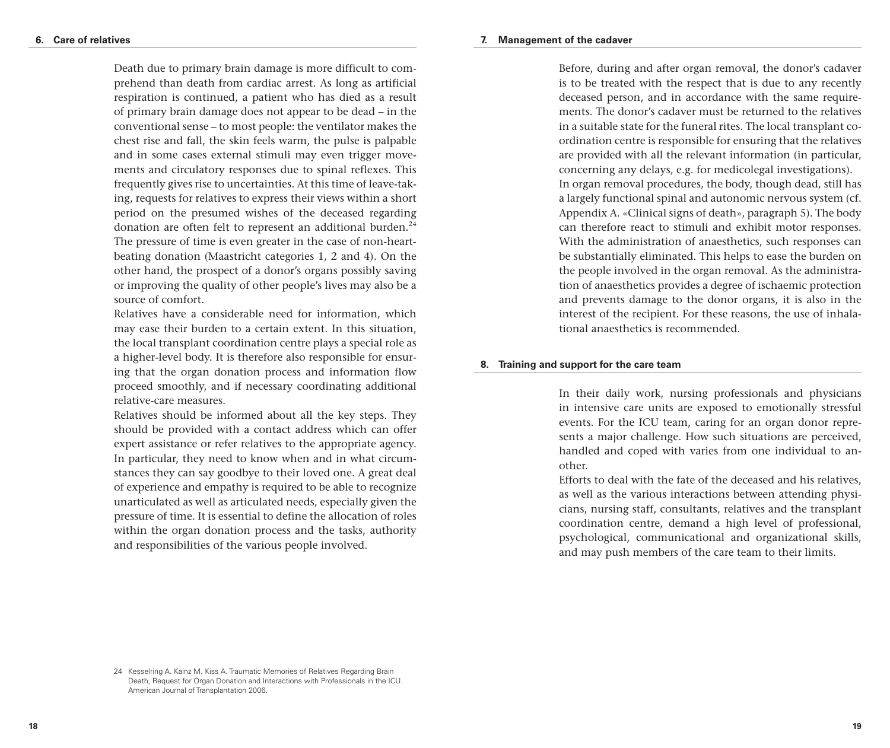## 6. Care of relatives

Death due to primary brain damage is more difficult to comprehend than death from cardiac arrest. As long as artificial respiration is continued, a patient who has died as a result of primary brain damage does not appear to be dead – in the conventional sense – to most people: the ventilator makes the chest rise and fall, the skin feels warm, the pulse is palpable and in some cases external stimuli may even trigger movements and circulatory responses due to spinal reflexes. This frequently gives rise to uncertainties. At this time of leave-taking, requests for relatives to express their views within a short period on the presumed wishes of the deceased regarding donation are often felt to represent an additional burden.[24] The pressure of time is even greater in the case of non-heart-beating donation (Maastricht categories 1, 2 and 4). On the other hand, the prospect of a donor's organs possibly saving or improving the quality of other people's lives may also be a source of comfort.

Relatives have a considerable need for information, which may ease their burden to a certain extent. In this situation, the local transplant coordination centre plays a special role as a higher-level body. It is therefore also responsible for ensuring that the organ donation process and information flow proceed smoothly, and if necessary coordinating additional relative-care measures.

Relatives should be informed about all the key steps. They should be provided with a contact address which can offer expert assistance or refer relatives to the appropriate agency. In particular, they need to know when and in what circumstances they can say goodbye to their loved one. A great deal of experience and empathy is required to be able to recognize unarticulated as well as articulated needs, especially given the pressure of time. It is essential to define the allocation of roles within the organ donation process and the tasks, authority and responsibilities of the various people involved.

24 Kesselring A. Kainz M. Kiss A. Traumatic Memories of Relatives Regarding Brain Death, Request for Organ Donation and Interactions with Professionals in the ICU. American Journal of Transplantation 2006.

## 7. Management of the cadaver

Before, during and after organ removal, the donor's cadaver is to be treated with the respect that is due to any recently deceased person, and in accordance with the same requirements. The donor's cadaver must be returned to the relatives in a suitable state for the funeral rites. The local transplant coordination centre is responsible for ensuring that the relatives are provided with all the relevant information (in particular, concerning any delays, e.g. for medicolegal investigations).

In organ removal procedures, the body, though dead, still has a largely functional spinal and autonomic nervous system (cf. Appendix A. «Clinical signs of death», paragraph 5). The body can therefore react to stimuli and exhibit motor responses. With the administration of anaesthetics, such responses can be substantially eliminated. This helps to ease the burden on the people involved in the organ removal. As the administration of anaesthetics provides a degree of ischaemic protection and prevents damage to the donor organs, it is also in the interest of the recipient. For these reasons, the use of inhalational anaesthetics is recommended.

## 8. Training and support for the care team

In their daily work, nursing professionals and physicians in intensive care units are exposed to emotionally stressful events. For the ICU team, caring for an organ donor represents a major challenge. How such situations are perceived, handled and coped with varies from one individual to another.

Efforts to deal with the fate of the deceased and his relatives, as well as the various interactions between attending physicians, nursing staff, consultants, relatives and the transplant coordination centre, demand a high level of professional, psychological, communicational and organizational skills, and may push members of the care team to their limits.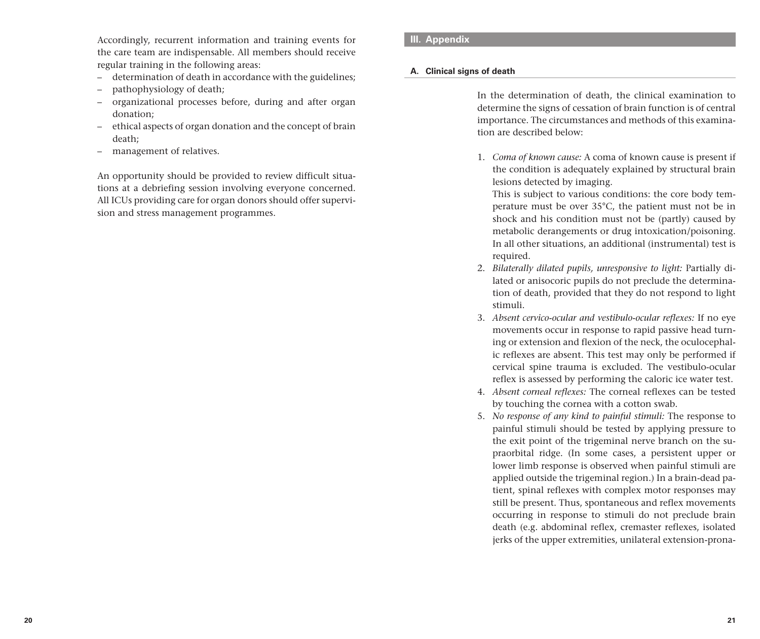Accordingly, recurrent information and training events for the care team are indispensable. All members should receive regular training in the following areas:

- determination of death in accordance with the guidelines;
- pathophysiology of death;
- organizational processes before, during and after organ donation;
- ethical aspects of organ donation and the concept of brain death;
- management of relatives.

An opportunity should be provided to review difficult situations at a debriefing session involving everyone concerned. All ICUs providing care for organ donors should offer supervision and stress management programmes.

## III. Appendix

### A. Clinical signs of death

In the determination of death, the clinical examination to determine the signs of cessation of brain function is of central importance. The circumstances and methods of this examination are described below:

1. *Coma of known cause:* A coma of known cause is present if the condition is adequately explained by structural brain lesions detected by imaging.
   This is subject to various conditions: the core body temperature must be over 35°C, the patient must not be in shock and his condition must not be (partly) caused by metabolic derangements or drug intoxication/poisoning. In all other situations, an additional (instrumental) test is required.
2. *Bilaterally dilated pupils, unresponsive to light:* Partially dilated or anisocoric pupils do not preclude the determination of death, provided that they do not respond to light stimuli.
3. *Absent cervico-ocular and vestibulo-ocular reflexes:* If no eye movements occur in response to rapid passive head turning or extension and flexion of the neck, the oculocephalic reflexes are absent. This test may only be performed if cervical spine trauma is excluded. The vestibulo-ocular reflex is assessed by performing the caloric ice water test.
4. *Absent corneal reflexes:* The corneal reflexes can be tested by touching the cornea with a cotton swab.
5. *No response of any kind to painful stimuli:* The response to painful stimuli should be tested by applying pressure to the exit point of the trigeminal nerve branch on the supraorbital ridge. (In some cases, a persistent upper or lower limb response is observed when painful stimuli are applied outside the trigeminal region.) In a brain-dead patient, spinal reflexes with complex motor responses may still be present. Thus, spontaneous and reflex movements occurring in response to stimuli do not preclude brain death (e.g. abdominal reflex, cremaster reflexes, isolated jerks of the upper extremities, unilateral extension-prona-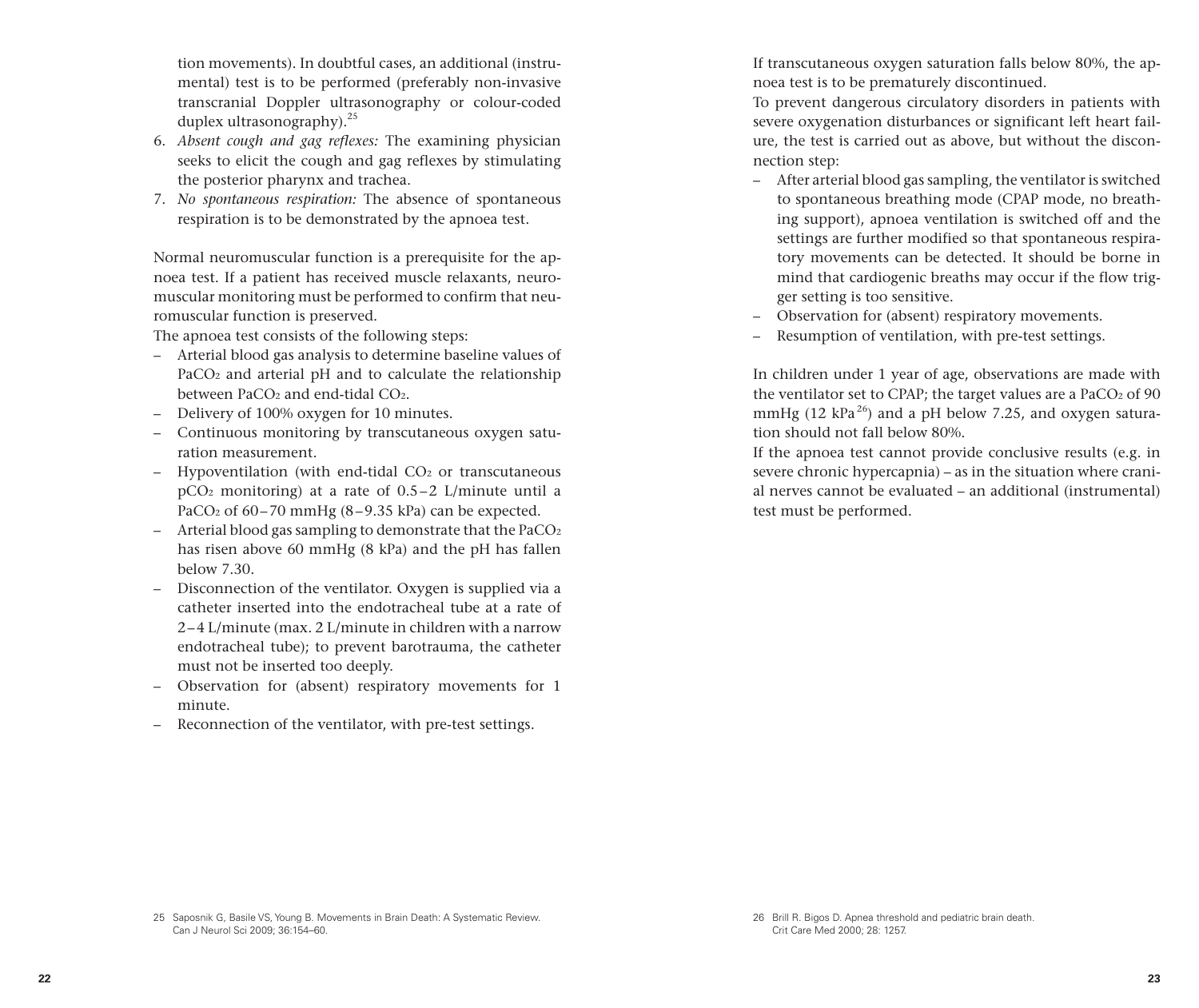tion movements). In doubtful cases, an additional (instrumental) test is to be performed (preferably non-invasive transcranial Doppler ultrasonography or colour-coded duplex ultrasonography).[25]

6. *Absent cough and gag reflexes:* The examining physician seeks to elicit the cough and gag reflexes by stimulating the posterior pharynx and trachea.
7. *No spontaneous respiration:* The absence of spontaneous respiration is to be demonstrated by the apnoea test.

Normal neuromuscular function is a prerequisite for the apnoea test. If a patient has received muscle relaxants, neuromuscular monitoring must be performed to confirm that neuromuscular function is preserved.

The apnoea test consists of the following steps:

- Arterial blood gas analysis to determine baseline values of $PaCO_2$ and arterial pH and to calculate the relationship between $PaCO_2$ and end-tidal $CO_2$.
- Delivery of 100% oxygen for 10 minutes.
- Continuous monitoring by transcutaneous oxygen saturation measurement.
- Hypoventilation (with end-tidal $CO_2$ or transcutaneous $pCO_2$ monitoring) at a rate of 0.5–2 L/minute until a $PaCO_2$ of 60–70 mmHg (8–9.35 kPa) can be expected.
- Arterial blood gas sampling to demonstrate that the $PaCO_2$ has risen above 60 mmHg (8 kPa) and the pH has fallen below 7.30.
- Disconnection of the ventilator. Oxygen is supplied via a catheter inserted into the endotracheal tube at a rate of 2–4 L/minute (max. 2 L/minute in children with a narrow endotracheal tube); to prevent barotrauma, the catheter must not be inserted too deeply.
- Observation for (absent) respiratory movements for 1 minute.
- Reconnection of the ventilator, with pre-test settings.

If transcutaneous oxygen saturation falls below 80%, the apnoea test is to be prematurely discontinued.

To prevent dangerous circulatory disorders in patients with severe oxygenation disturbances or significant left heart failure, the test is carried out as above, but without the disconnection step:

- After arterial blood gas sampling, the ventilator is switched to spontaneous breathing mode (CPAP mode, no breathing support), apnoea ventilation is switched off and the settings are further modified so that spontaneous respiratory movements can be detected. It should be borne in mind that cardiogenic breaths may occur if the flow trigger setting is too sensitive.
- Observation for (absent) respiratory movements.
- Resumption of ventilation, with pre-test settings.

In children under 1 year of age, observations are made with the ventilator set to CPAP; the target values are a $PaCO_2$ of 90 mmHg (12 kPa[26]) and a pH below 7.25, and oxygen saturation should not fall below 80%.

If the apnoea test cannot provide conclusive results (e.g. in severe chronic hypercapnia) – as in the situation where cranial nerves cannot be evaluated – an additional (instrumental) test must be performed.

25 Saposnik G, Basile VS, Young B. Movements in Brain Death: A Systematic Review. Can J Neurol Sci 2009; 36:154–60.

26 Brill R. Bigos D. Apnea threshold and pediatric brain death. Crit Care Med 2000; 28: 1257.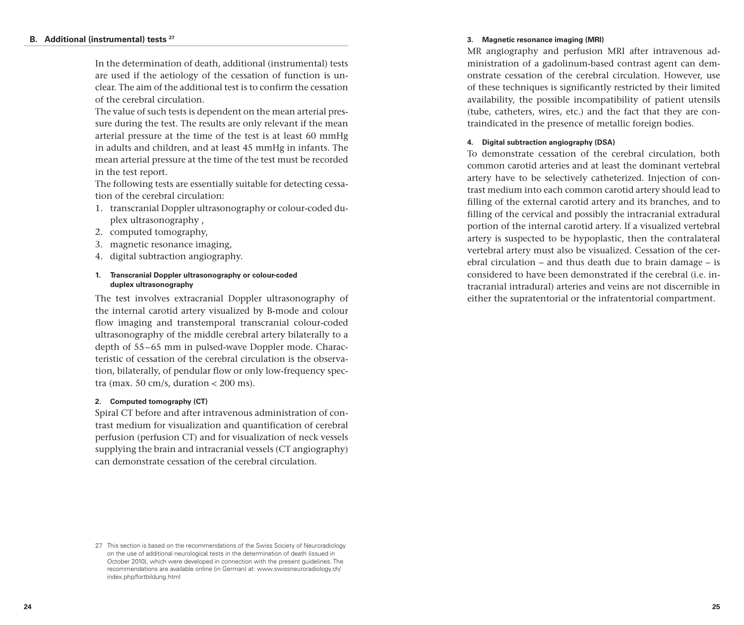## B. Additional (instrumental) tests [27]

In the determination of death, additional (instrumental) tests are used if the aetiology of the cessation of function is unclear. The aim of the additional test is to confirm the cessation of the cerebral circulation.

The value of such tests is dependent on the mean arterial pressure during the test. The results are only relevant if the mean arterial pressure at the time of the test is at least 60 mmHg in adults and children, and at least 45 mmHg in infants. The mean arterial pressure at the time of the test must be recorded in the test report.

The following tests are essentially suitable for detecting cessation of the cerebral circulation:

1. transcranial Doppler ultrasonography or colour-coded duplex ultrasonography ,
2. computed tomography,
3. magnetic resonance imaging,
4. digital subtraction angiography.

#### 1. Transcranial Doppler ultrasonography or colour-coded duplex ultrasonography

The test involves extracranial Doppler ultrasonography of the internal carotid artery visualized by B-mode and colour flow imaging and transtemporal transcranial colour-coded ultrasonography of the middle cerebral artery bilaterally to a depth of 55–65 mm in pulsed-wave Doppler mode. Characteristic of cessation of the cerebral circulation is the observation, bilaterally, of pendular flow or only low-frequency spectra (max. 50 cm/s, duration < 200 ms).

#### 2. Computed tomography (CT)

Spiral CT before and after intravenous administration of contrast medium for visualization and quantification of cerebral perfusion (perfusion CT) and for visualization of neck vessels supplying the brain and intracranial vessels (CT angiography) can demonstrate cessation of the cerebral circulation.

#### 3. Magnetic resonance imaging (MRI)

MR angiography and perfusion MRI after intravenous administration of a gadolinum-based contrast agent can demonstrate cessation of the cerebral circulation. However, use of these techniques is significantly restricted by their limited availability, the possible incompatibility of patient utensils (tube, catheters, wires, etc.) and the fact that they are contraindicated in the presence of metallic foreign bodies.

#### 4. Digital subtraction angiography (DSA)

To demonstrate cessation of the cerebral circulation, both common carotid arteries and at least the dominant vertebral artery have to be selectively catheterized. Injection of contrast medium into each common carotid artery should lead to filling of the external carotid artery and its branches, and to filling of the cervical and possibly the intracranial extradural portion of the internal carotid artery. If a visualized vertebral artery is suspected to be hypoplastic, then the contralateral vertebral artery must also be visualized. Cessation of the cerebral circulation – and thus death due to brain damage – is considered to have been demonstrated if the cerebral (i.e. intracranial intradural) arteries and veins are not discernible in either the supratentorial or the infratentorial compartment.

---

27 This section is based on the recommendations of the Swiss Society of Neuroradiology on the use of additional neurological tests in the determination of death (issued in October 2010), which were developed in connection with the present guidelines. The recommendations are available online (in German) at: www.swissneuroradiology.ch/index.php/fortbildung.html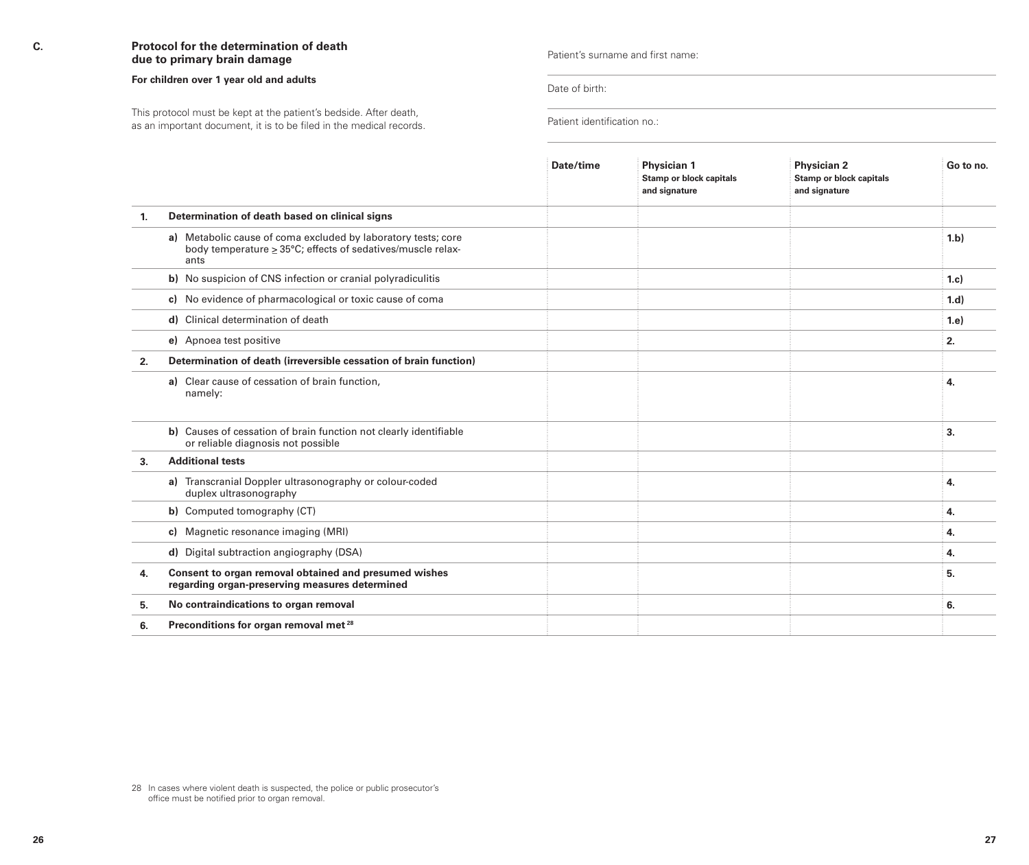C.

## Protocol for the determination of death due to primary brain damage

**For children over 1 year old and adults**

This protocol must be kept at the patient's bedside. After death, as an important document, it is to be filed in the medical records.

Patient's surname and first name:

Date of birth:

Patient identification no.:

| | | Date/time | Physician 1 Stamp or block capitals and signature | Physician 2 Stamp or block capitals and signature | Go to no. |
|---|---|---|---|---|---|
| **1.** | **Determination of death based on clinical signs** | | | | |
| | **a)** Metabolic cause of coma excluded by laboratory tests; core body temperature ≥ 35°C; effects of sedatives/muscle relaxants | | | | **1.b)** |
| | **b)** No suspicion of CNS infection or cranial polyradiculitis | | | | **1.c)** |
| | **c)** No evidence of pharmacological or toxic cause of coma | | | | **1.d)** |
| | **d)** Clinical determination of death | | | | **1.e)** |
| | **e)** Apnoea test positive | | | | **2.** |
| **2.** | **Determination of death (irreversible cessation of brain function)** | | | | |
| | **a)** Clear cause of cessation of brain function, namely: | | | | **4.** |
| | **b)** Causes of cessation of brain function not clearly identifiable or reliable diagnosis not possible | | | | **3.** |
| **3.** | **Additional tests** | | | | |
| | **a)** Transcranial Doppler ultrasonography or colour-coded duplex ultrasonography | | | | **4.** |
| | **b)** Computed tomography (CT) | | | | **4.** |
| | **c)** Magnetic resonance imaging (MRI) | | | | **4.** |
| | **d)** Digital subtraction angiography (DSA) | | | | **4.** |
| **4.** | **Consent to organ removal obtained and presumed wishes regarding organ-preserving measures determined** | | | | **5.** |
| **5.** | **No contraindications to organ removal** | | | | **6.** |
| **6.** | **Preconditions for organ removal met** [28] | | | | |

28 In cases where violent death is suspected, the police or public prosecutor's office must be notified prior to organ removal.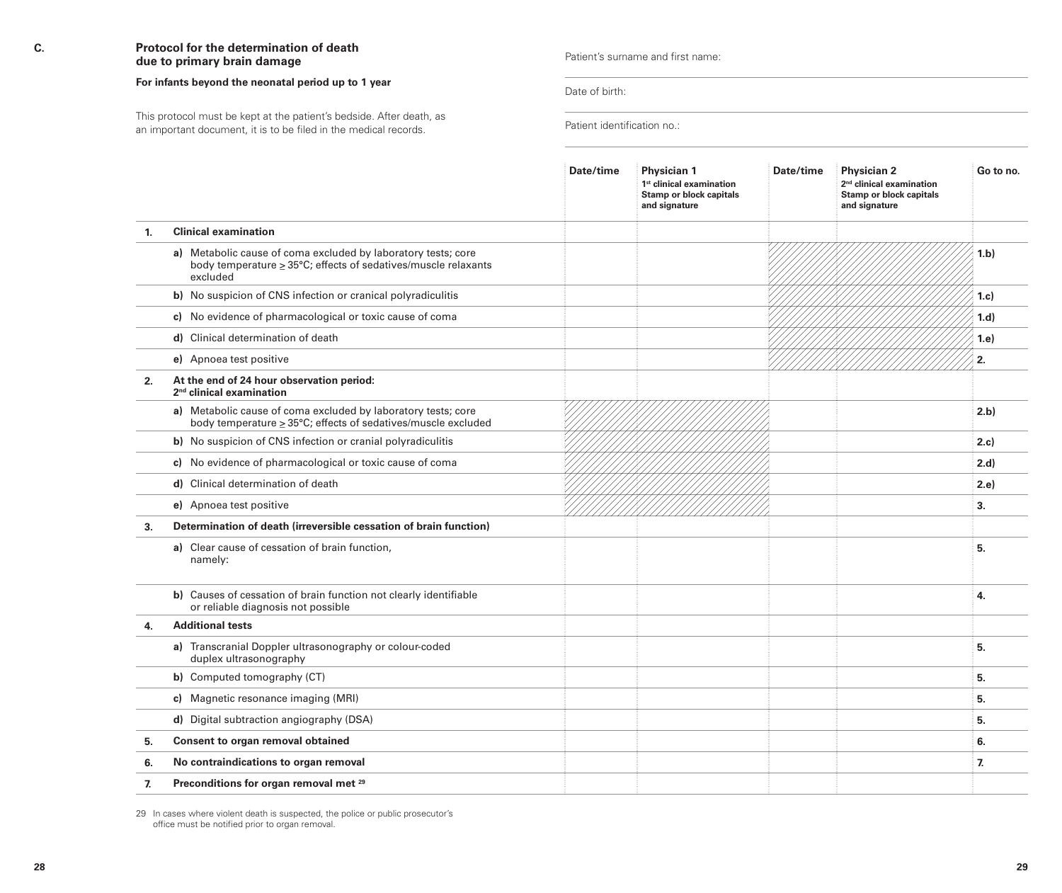C.

## Protocol for the determination of death due to primary brain damage

**For infants beyond the neonatal period up to 1 year**

This protocol must be kept at the patient's bedside. After death, as an important document, it is to be filed in the medical records.

Patient's surname and first name:

Date of birth:

Patient identification no.:

| | | Date/time | Physician 1<br>1st clinical examination<br>Stamp or block capitals and signature | Date/time | Physician 2<br>2nd clinical examination<br>Stamp or block capitals and signature | Go to no. |
|---|---|---|---|---|---|---|
| **1.** | **Clinical examination** | | | | | |
| | **a)** Metabolic cause of coma excluded by laboratory tests; core body temperature ≥ 35°C; effects of sedatives/muscle relaxants excluded | | | | | **1.b)** |
| | **b)** No suspicion of CNS infection or cranical polyradiculitis | | | | | **1.c)** |
| | **c)** No evidence of pharmacological or toxic cause of coma | | | | | **1.d)** |
| | **d)** Clinical determination of death | | | | | **1.e)** |
| | **e)** Apnoea test positive | | | | | **2.** |
| **2.** | **At the end of 24 hour observation period: 2nd clinical examination** | | | | | |
| | **a)** Metabolic cause of coma excluded by laboratory tests; core body temperature ≥ 35°C; effects of sedatives/muscle excluded | | | | | **2.b)** |
| | **b)** No suspicion of CNS infection or cranial polyradiculitis | | | | | **2.c)** |
| | **c)** No evidence of pharmacological or toxic cause of coma | | | | | **2.d)** |
| | **d)** Clinical determination of death | | | | | **2.e)** |
| | **e)** Apnoea test positive | | | | | **3.** |
| **3.** | **Determination of death (irreversible cessation of brain function)** | | | | | |
| | **a)** Clear cause of cessation of brain function, namely: | | | | | **5.** |
| | **b)** Causes of cessation of brain function not clearly identifiable or reliable diagnosis not possible | | | | | **4.** |
| **4.** | **Additional tests** | | | | | |
| | **a)** Transcranial Doppler ultrasonography or colour-coded duplex ultrasonography | | | | | **5.** |
| | **b)** Computed tomography (CT) | | | | | **5.** |
| | **c)** Magnetic resonance imaging (MRI) | | | | | **5.** |
| | **d)** Digital subtraction angiography (DSA) | | | | | **5.** |
| **5.** | **Consent to organ removal obtained** | | | | | **6.** |
| **6.** | **No contraindications to organ removal** | | | | | **7.** |
| **7.** | **Preconditions for organ removal met** [29] | | | | | |

29 In cases where violent death is suspected, the police or public prosecutor's office must be notified prior to organ removal.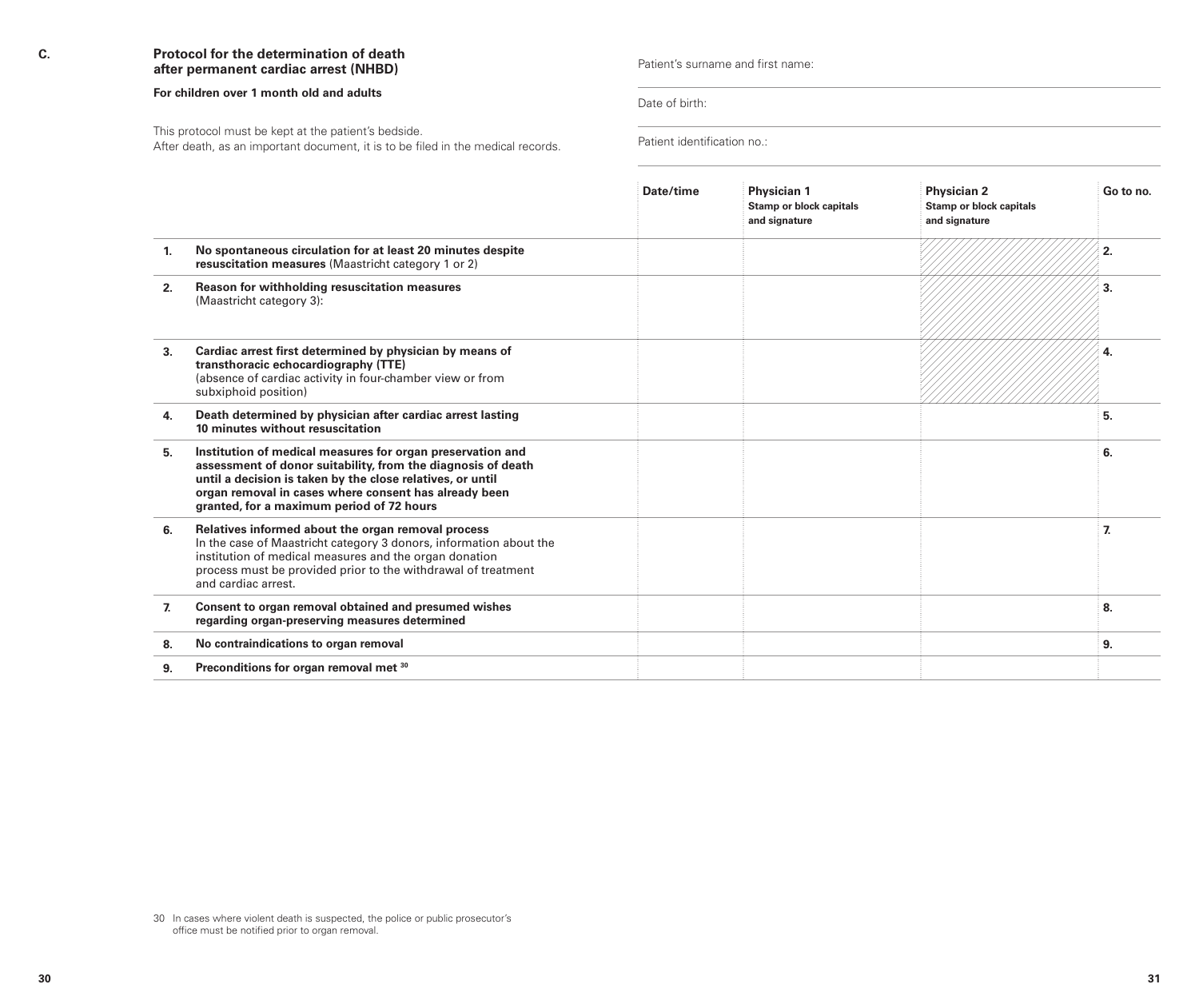C.

## Protocol for the determination of death after permanent cardiac arrest (NHBD)

**For children over 1 month old and adults**

This protocol must be kept at the patient's bedside.
After death, as an important document, it is to be filed in the medical records.

Patient's surname and first name:

Date of birth:

Patient identification no.:

| | | Date/time | Physician 1<br>Stamp or block capitals and signature | Physician 2<br>Stamp or block capitals and signature | Go to no. |
|---|---|---|---|---|---|
| **1.** | **No spontaneous circulation for at least 20 minutes despite resuscitation measures** (Maastricht category 1 or 2) | | | | **2.** |
| **2.** | **Reason for withholding resuscitation measures** (Maastricht category 3): | | | | **3.** |
| **3.** | **Cardiac arrest first determined by physician by means of transthoracic echocardiography (TTE)** (absence of cardiac activity in four-chamber view or from subxiphoid position) | | | | **4.** |
| **4.** | **Death determined by physician after cardiac arrest lasting 10 minutes without resuscitation** | | | | **5.** |
| **5.** | **Institution of medical measures for organ preservation and assessment of donor suitability, from the diagnosis of death until a decision is taken by the close relatives, or until organ removal in cases where consent has already been granted, for a maximum period of 72 hours** | | | | **6.** |
| **6.** | **Relatives informed about the organ removal process** In the case of Maastricht category 3 donors, information about the institution of medical measures and the organ donation process must be provided prior to the withdrawal of treatment and cardiac arrest. | | | | **7.** |
| **7.** | **Consent to organ removal obtained and presumed wishes regarding organ-preserving measures determined** | | | | **8.** |
| **8.** | **No contraindications to organ removal** | | | | **9.** |
| **9.** | **Preconditions for organ removal met** [30] | | | | |

30 In cases where violent death is suspected, the police or public prosecutor's office must be notified prior to organ removal.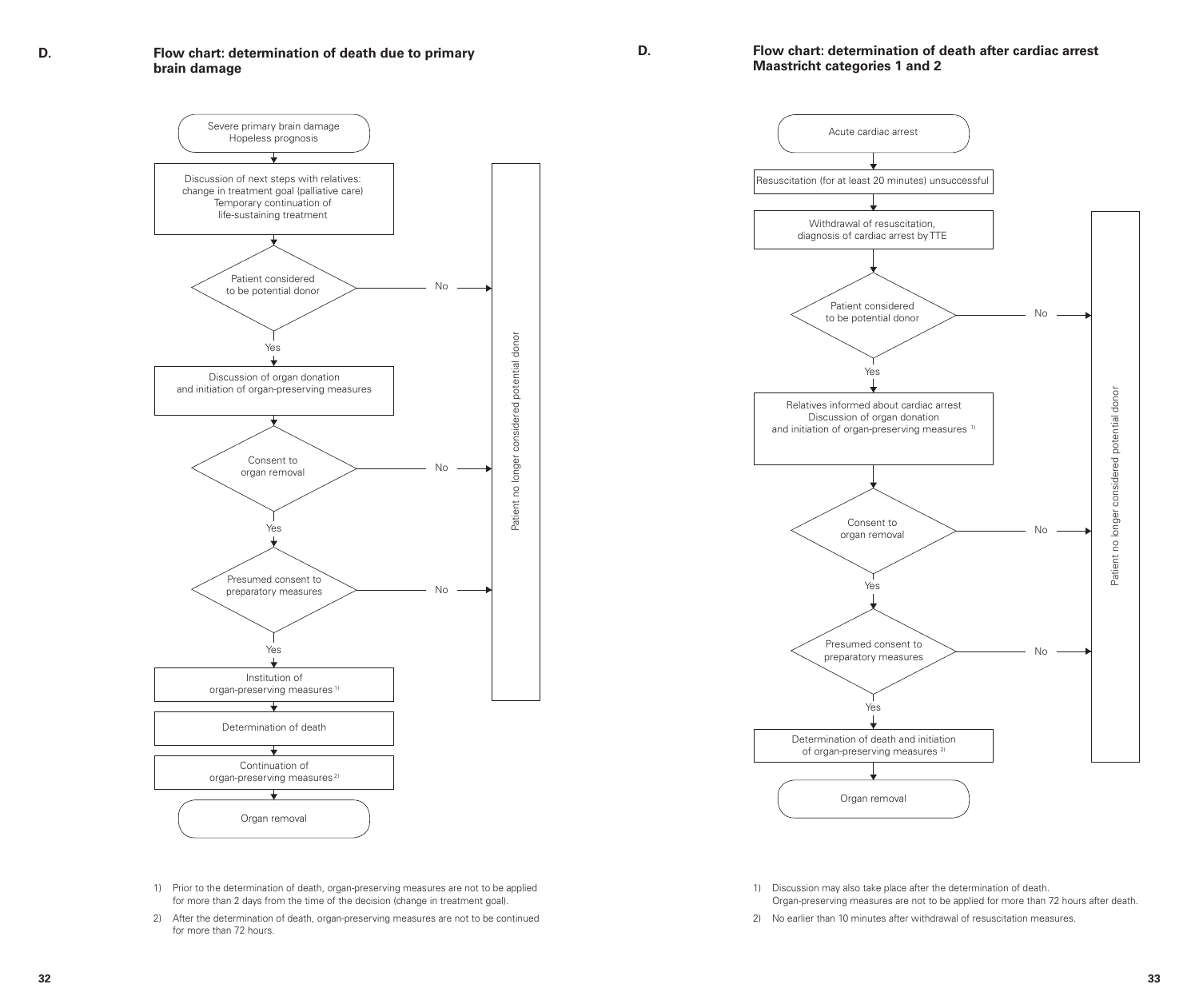## D. Flow chart: determination of death due to primary brain damage

- Severe primary brain damage
  Hopeless prognosis
- ↓
- Discussion of next steps with relatives: change in treatment goal (palliative care)
  Temporary continuation of life-sustaining treatment
- ↓
- Patient considered to be potential donor
  - No → Patient no longer considered potential donor
  - Yes ↓
- Discussion of organ donation and initiation of organ-preserving measures
- ↓
- Consent to organ removal
  - No → Patient no longer considered potential donor
  - Yes ↓
- Presumed consent to preparatory measures
  - No → Patient no longer considered potential donor
  - Yes ↓
- Institution of organ-preserving measures [1]
- ↓
- Determination of death
- ↓
- Continuation of organ-preserving measures [2]
- ↓
- Organ removal

1) Prior to the determination of death, organ-preserving measures are not to be applied for more than 2 days from the time of the decision (change in treatment goal).

2) After the determination of death, organ-preserving measures are not to be continued for more than 72 hours.

## D. Flow chart: determination of death after cardiac arrest Maastricht categories 1 and 2

- Acute cardiac arrest
- ↓
- Resuscitation (for at least 20 minutes) unsuccessful
- ↓
- Withdrawal of resuscitation, diagnosis of cardiac arrest by TTE
- ↓
- Patient considered to be potential donor
  - No → Patient no longer considered potential donor
  - Yes ↓
- Relatives informed about cardiac arrest
  Discussion of organ donation
  and initiation of organ-preserving measures [1]
- ↓
- Consent to organ removal
  - No → Patient no longer considered potential donor
  - Yes ↓
- Presumed consent to preparatory measures
  - No → Patient no longer considered potential donor
  - Yes ↓
- Determination of death and initiation of organ-preserving measures [2]
- ↓
- Organ removal

1) Discussion may also take place after the determination of death. Organ-preserving measures are not to be applied for more than 72 hours after death.

2) No earlier than 10 minutes after withdrawal of resuscitation measures.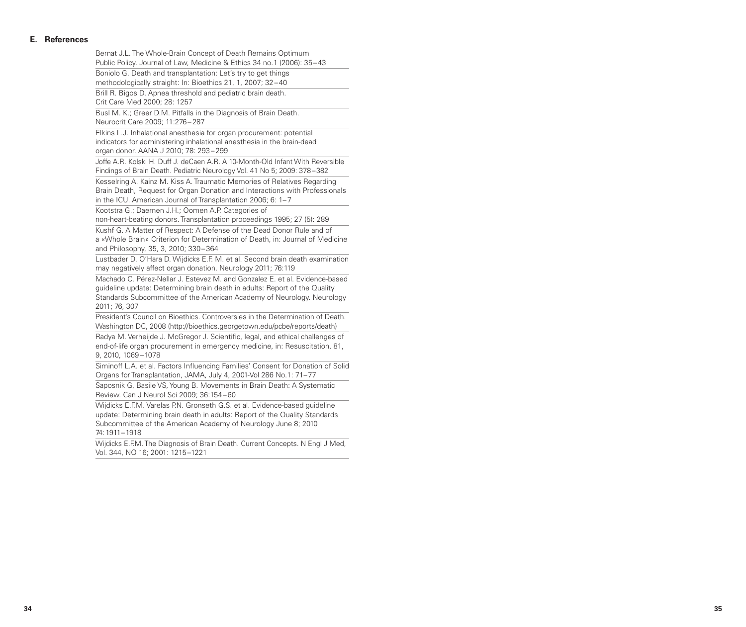## E. References

Bernat J.L. The Whole-Brain Concept of Death Remains Optimum Public Policy. Journal of Law, Medicine & Ethics 34 no.1 (2006): 35–43

Boniolo G. Death and transplantation: Let's try to get things methodologically straight: In: Bioethics 21, 1, 2007; 32–40

Brill R. Bigos D. Apnea threshold and pediatric brain death. Crit Care Med 2000; 28: 1257

Busl M. K.; Greer D.M. Pitfalls in the Diagnosis of Brain Death. Neurocrit Care 2009; 11:276–287

Elkins L.J. Inhalational anesthesia for organ procurement: potential indicators for administering inhalational anesthesia in the brain-dead organ donor. AANA J 2010; 78: 293–299

Joffe A.R. Kolski H. Duff J. deCaen A.R. A 10-Month-Old Infant With Reversible Findings of Brain Death. Pediatric Neurology Vol. 41 No 5; 2009: 378–382

Kesselring A. Kainz M. Kiss A. Traumatic Memories of Relatives Regarding Brain Death, Request for Organ Donation and Interactions with Professionals in the ICU. American Journal of Transplantation 2006; 6: 1–7

Kootstra G.; Daemen J.H.; Oomen A.P. Categories of non-heart-beating donors. Transplantation proceedings 1995; 27 (5): 289

Kushf G. A Matter of Respect: A Defense of the Dead Donor Rule and of a «Whole Brain» Criterion for Determination of Death, in: Journal of Medicine and Philosophy, 35, 3, 2010; 330–364

Lustbader D. O'Hara D. Wijdicks E.F. M. et al. Second brain death examination may negatively affect organ donation. Neurology 2011; 76:119

Machado C. Pérez-Nellar J. Estevez M. and Gonzalez E. et al. Evidence-based guideline update: Determining brain death in adults: Report of the Quality Standards Subcommittee of the American Academy of Neurology. Neurology 2011; 76, 307

President's Council on Bioethics. Controversies in the Determination of Death. Washington DC, 2008 (http://bioethics.georgetown.edu/pcbe/reports/death)

Radya M. Verheijde J. McGregor J. Scientific, legal, and ethical challenges of end-of-life organ procurement in emergency medicine, in: Resuscitation, 81, 9, 2010, 1069–1078

Siminoff L.A. et al. Factors Influencing Families' Consent for Donation of Solid Organs for Transplantation, JAMA, July 4, 2001-Vol 286 No.1: 71–77

Saposnik G, Basile VS, Young B. Movements in Brain Death: A Systematic Review. Can J Neurol Sci 2009; 36:154–60

Wijdicks E.F.M. Varelas P.N. Gronseth G.S. et al. Evidence-based guideline update: Determining brain death in adults: Report of the Quality Standards Subcommittee of the American Academy of Neurology June 8; 2010 74:1911–1918

Wijdicks E.F.M. The Diagnosis of Brain Death. Current Concepts. N Engl J Med, Vol. 344, NO 16; 2001: 1215–1221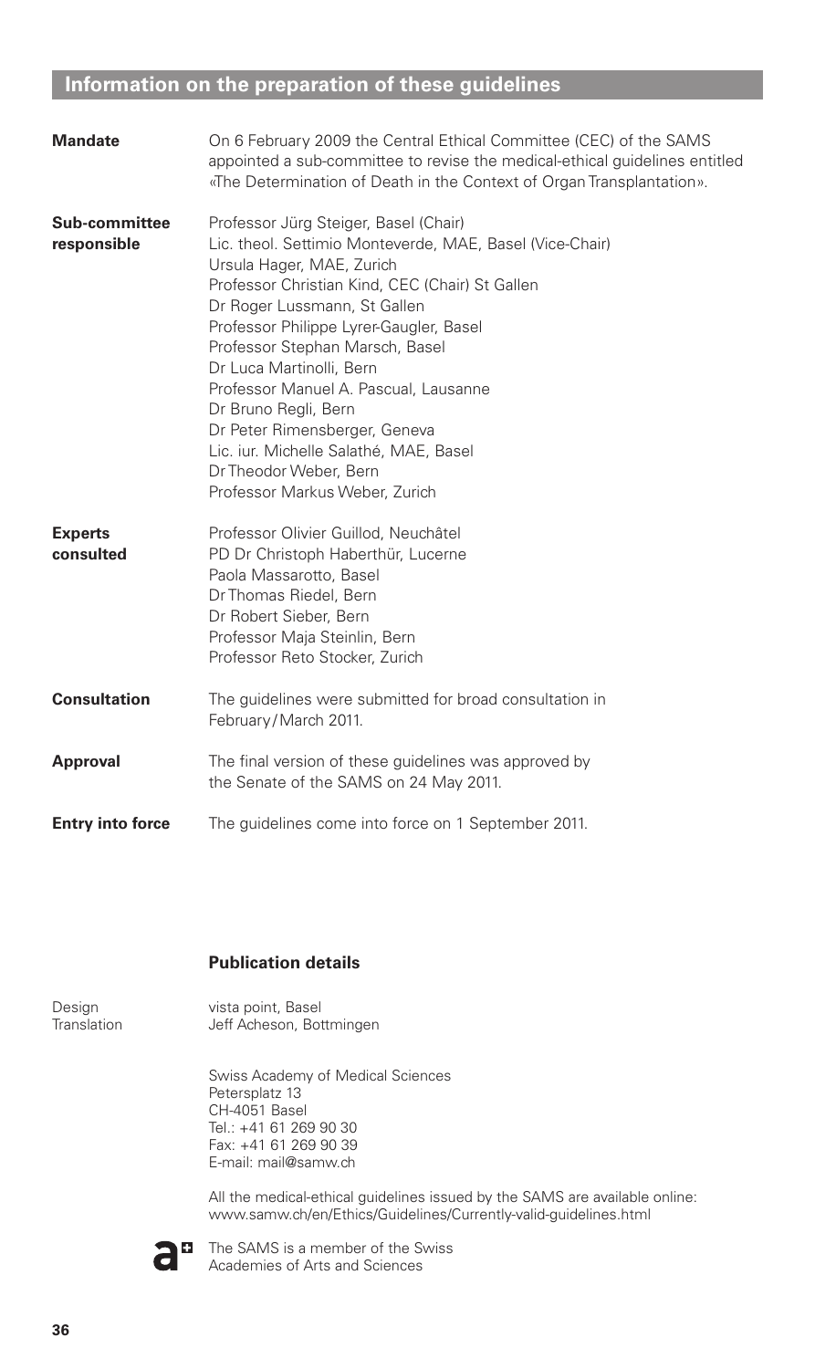## Information on the preparation of these guidelines

**Mandate**

On 6 February 2009 the Central Ethical Committee (CEC) of the SAMS appointed a sub-committee to revise the medical-ethical guidelines entitled «The Determination of Death in the Context of Organ Transplantation».

**Sub-committee responsible**

Professor Jürg Steiger, Basel (Chair)
Lic. theol. Settimio Monteverde, MAE, Basel (Vice-Chair)
Ursula Hager, MAE, Zurich
Professor Christian Kind, CEC (Chair) St Gallen
Dr Roger Lussmann, St Gallen
Professor Philippe Lyrer-Gaugler, Basel
Professor Stephan Marsch, Basel
Dr Luca Martinolli, Bern
Professor Manuel A. Pascual, Lausanne
Dr Bruno Regli, Bern
Dr Peter Rimensberger, Geneva
Lic. iur. Michelle Salathé, MAE, Basel
Dr Theodor Weber, Bern
Professor Markus Weber, Zurich

**Experts consulted**

Professor Olivier Guillod, Neuchâtel
PD Dr Christoph Haberthür, Lucerne
Paola Massarotto, Basel
Dr Thomas Riedel, Bern
Dr Robert Sieber, Bern
Professor Maja Steinlin, Bern
Professor Reto Stocker, Zurich

**Consultation**

The guidelines were submitted for broad consultation in February/March 2011.

**Approval**

The final version of these guidelines was approved by the Senate of the SAMS on 24 May 2011.

**Entry into force**

The guidelines come into force on 1 September 2011.

**Publication details**

Design: vista point, Basel
Translation: Jeff Acheson, Bottmingen

Swiss Academy of Medical Sciences
Petersplatz 13
CH-4051 Basel
Tel.: +41 61 269 90 30
Fax: +41 61 269 90 39
E-mail: mail@samw.ch

All the medical-ethical guidelines issued by the SAMS are available online:
www.samw.ch/en/Ethics/Guidelines/Currently-valid-guidelines.html

The SAMS is a member of the Swiss Academies of Arts and Sciences